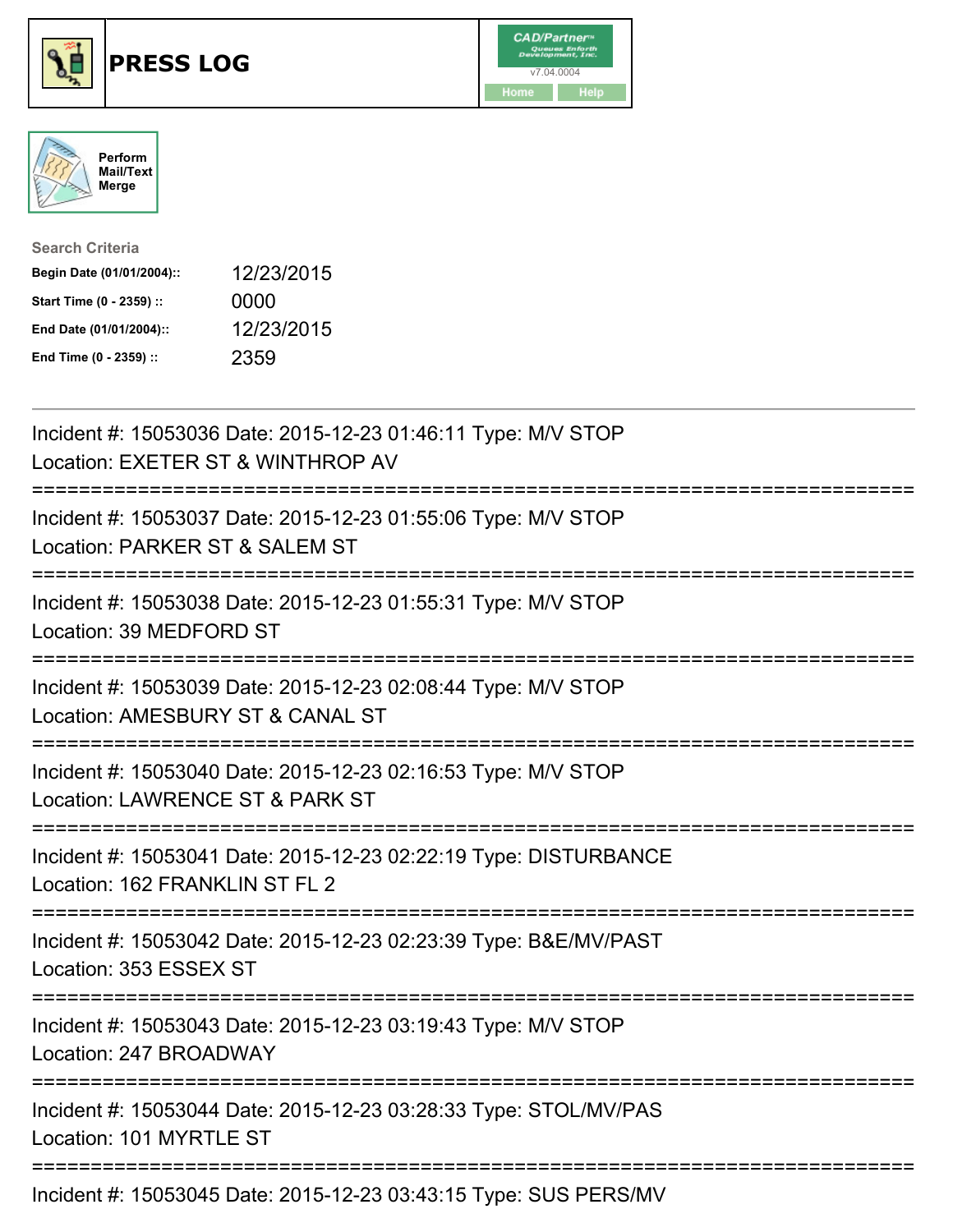# PRESS LOG

CAD/Partner
v7.04.0004
Home Help

Perform Mail/Text Merge

**Search Criteria**

| | |
|---|---|
| **Begin Date (01/01/2004)::** | 12/23/2015 |
| **Start Time (0 - 2359) ::** | 0000 |
| **End Date (01/01/2004)::** | 12/23/2015 |
| **End Time (0 - 2359) ::** | 2359 |

---

Incident #: 15053036 Date: 2015-12-23 01:46:11 Type: M/V STOP
Location: EXETER ST & WINTHROP AV

===========================================================================

Incident #: 15053037 Date: 2015-12-23 01:55:06 Type: M/V STOP
Location: PARKER ST & SALEM ST

===========================================================================

Incident #: 15053038 Date: 2015-12-23 01:55:31 Type: M/V STOP
Location: 39 MEDFORD ST

===========================================================================

Incident #: 15053039 Date: 2015-12-23 02:08:44 Type: M/V STOP
Location: AMESBURY ST & CANAL ST

===========================================================================

Incident #: 15053040 Date: 2015-12-23 02:16:53 Type: M/V STOP
Location: LAWRENCE ST & PARK ST

===========================================================================

Incident #: 15053041 Date: 2015-12-23 02:22:19 Type: DISTURBANCE
Location: 162 FRANKLIN ST FL 2

===========================================================================

Incident #: 15053042 Date: 2015-12-23 02:23:39 Type: B&E/MV/PAST
Location: 353 ESSEX ST

===========================================================================

Incident #: 15053043 Date: 2015-12-23 03:19:43 Type: M/V STOP
Location: 247 BROADWAY

===========================================================================

Incident #: 15053044 Date: 2015-12-23 03:28:33 Type: STOL/MV/PAS
Location: 101 MYRTLE ST

===========================================================================

Incident #: 15053045 Date: 2015-12-23 03:43:15 Type: SUS PERS/MV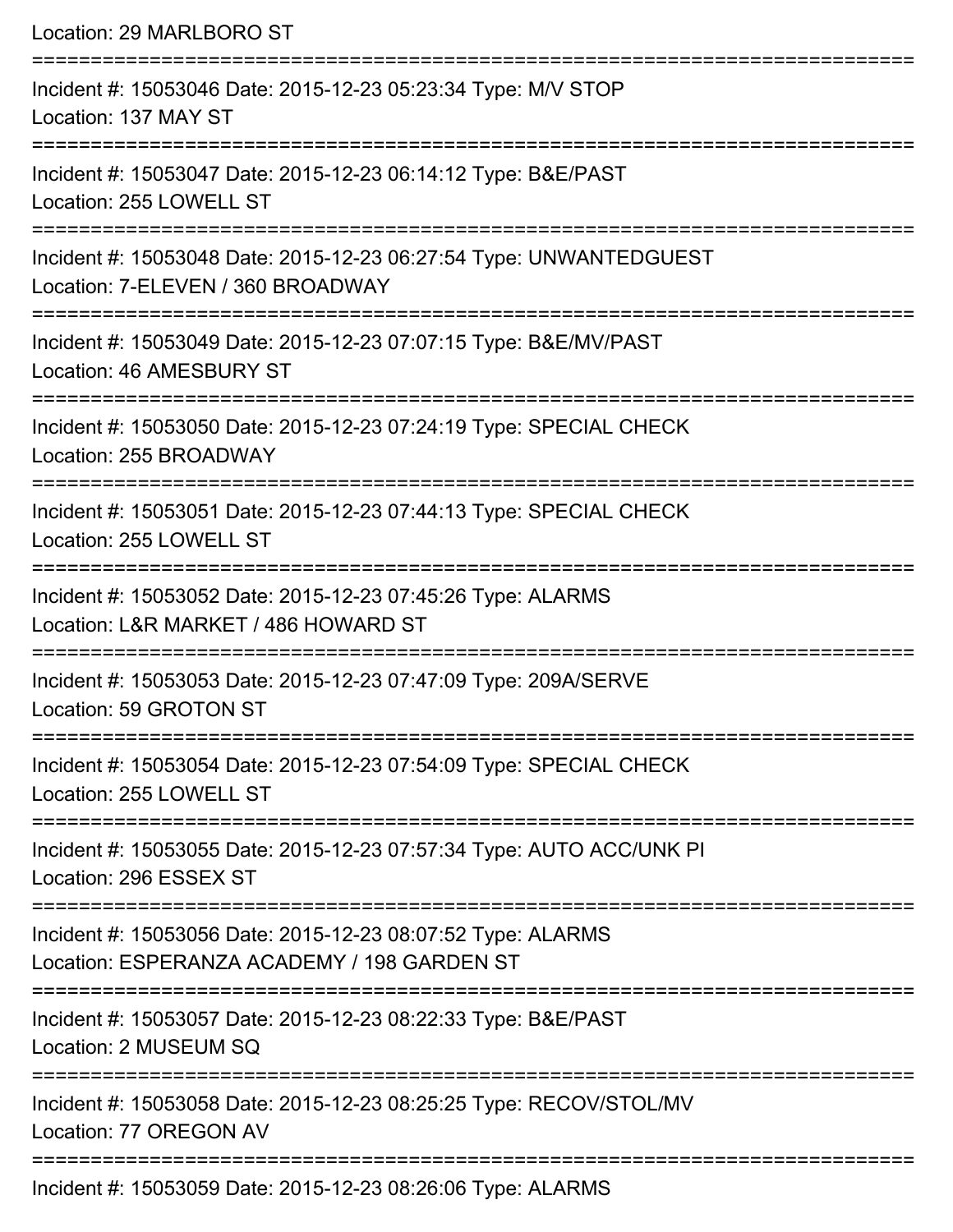Location: 29 MARLBORO ST

===========================================================================

Incident #: 15053046 Date: 2015-12-23 05:23:34 Type: M/V STOP

Location: 137 MAY ST

===========================================================================

Incident #: 15053047 Date: 2015-12-23 06:14:12 Type: B&E/PAST

Location: 255 LOWELL ST

===========================================================================

Incident #: 15053048 Date: 2015-12-23 06:27:54 Type: UNWANTEDGUEST

Location: 7-ELEVEN / 360 BROADWAY

===========================================================================

Incident #: 15053049 Date: 2015-12-23 07:07:15 Type: B&E/MV/PAST

Location: 46 AMESBURY ST

===========================================================================

Incident #: 15053050 Date: 2015-12-23 07:24:19 Type: SPECIAL CHECK

Location: 255 BROADWAY

===========================================================================

Incident #: 15053051 Date: 2015-12-23 07:44:13 Type: SPECIAL CHECK

Location: 255 LOWELL ST

===========================================================================

Incident #: 15053052 Date: 2015-12-23 07:45:26 Type: ALARMS

Location: L&R MARKET / 486 HOWARD ST

===========================================================================

Incident #: 15053053 Date: 2015-12-23 07:47:09 Type: 209A/SERVE

Location: 59 GROTON ST

===========================================================================

Incident #: 15053054 Date: 2015-12-23 07:54:09 Type: SPECIAL CHECK

Location: 255 LOWELL ST

===========================================================================

Incident #: 15053055 Date: 2015-12-23 07:57:34 Type: AUTO ACC/UNK PI

Location: 296 ESSEX ST

===========================================================================

Incident #: 15053056 Date: 2015-12-23 08:07:52 Type: ALARMS

Location: ESPERANZA ACADEMY / 198 GARDEN ST

===========================================================================

Incident #: 15053057 Date: 2015-12-23 08:22:33 Type: B&E/PAST

Location: 2 MUSEUM SQ

===========================================================================

Incident #: 15053058 Date: 2015-12-23 08:25:25 Type: RECOV/STOL/MV

Location: 77 OREGON AV

===========================================================================

Incident #: 15053059 Date: 2015-12-23 08:26:06 Type: ALARMS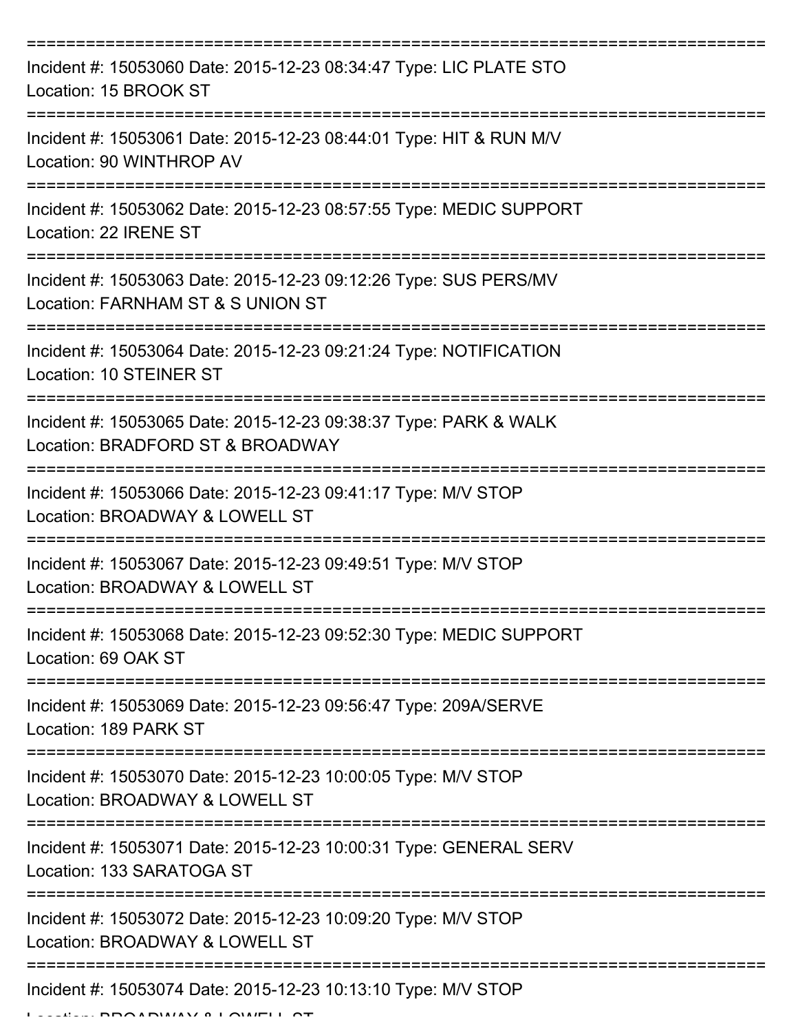===========================================================================

Incident #: 15053060 Date: 2015-12-23 08:34:47 Type: LIC PLATE STO
Location: 15 BROOK ST

===========================================================================

Incident #: 15053061 Date: 2015-12-23 08:44:01 Type: HIT & RUN M/V
Location: 90 WINTHROP AV

===========================================================================

Incident #: 15053062 Date: 2015-12-23 08:57:55 Type: MEDIC SUPPORT
Location: 22 IRENE ST

===========================================================================

Incident #: 15053063 Date: 2015-12-23 09:12:26 Type: SUS PERS/MV
Location: FARNHAM ST & S UNION ST

===========================================================================

Incident #: 15053064 Date: 2015-12-23 09:21:24 Type: NOTIFICATION
Location: 10 STEINER ST

===========================================================================

Incident #: 15053065 Date: 2015-12-23 09:38:37 Type: PARK & WALK
Location: BRADFORD ST & BROADWAY

===========================================================================

Incident #: 15053066 Date: 2015-12-23 09:41:17 Type: M/V STOP
Location: BROADWAY & LOWELL ST

===========================================================================

Incident #: 15053067 Date: 2015-12-23 09:49:51 Type: M/V STOP
Location: BROADWAY & LOWELL ST

===========================================================================

Incident #: 15053068 Date: 2015-12-23 09:52:30 Type: MEDIC SUPPORT
Location: 69 OAK ST

===========================================================================

Incident #: 15053069 Date: 2015-12-23 09:56:47 Type: 209A/SERVE
Location: 189 PARK ST

===========================================================================

Incident #: 15053070 Date: 2015-12-23 10:00:05 Type: M/V STOP
Location: BROADWAY & LOWELL ST

===========================================================================

Incident #: 15053071 Date: 2015-12-23 10:00:31 Type: GENERAL SERV
Location: 133 SARATOGA ST

===========================================================================

Incident #: 15053072 Date: 2015-12-23 10:09:20 Type: M/V STOP
Location: BROADWAY & LOWELL ST

===========================================================================

Incident #: 15053074 Date: 2015-12-23 10:13:10 Type: M/V STOP
Location: BROADWAY & LOWELL ST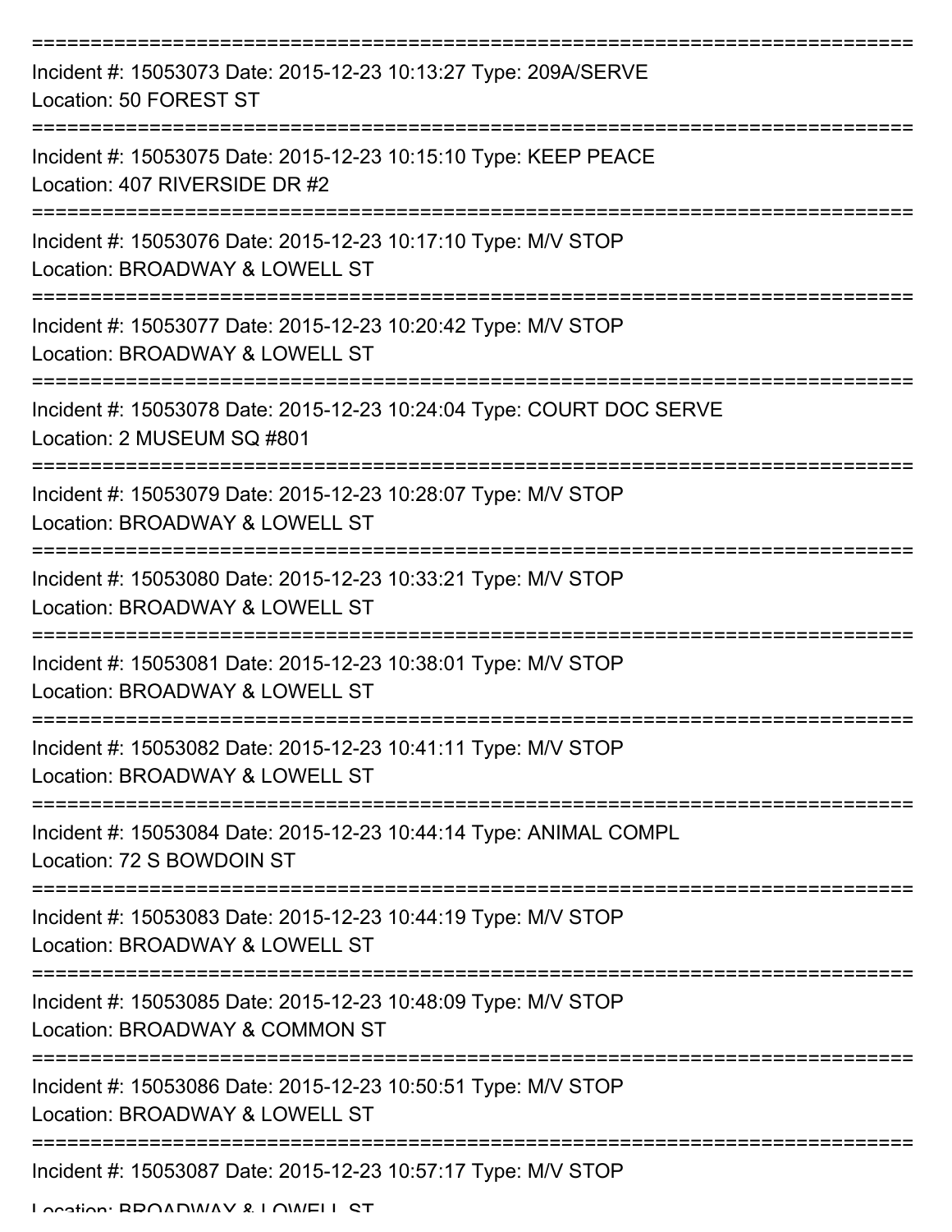===========================================================================

Incident #: 15053073 Date: 2015-12-23 10:13:27 Type: 209A/SERVE
Location: 50 FOREST ST

===========================================================================

Incident #: 15053075 Date: 2015-12-23 10:15:10 Type: KEEP PEACE
Location: 407 RIVERSIDE DR #2

===========================================================================

Incident #: 15053076 Date: 2015-12-23 10:17:10 Type: M/V STOP
Location: BROADWAY & LOWELL ST

===========================================================================

Incident #: 15053077 Date: 2015-12-23 10:20:42 Type: M/V STOP
Location: BROADWAY & LOWELL ST

===========================================================================

Incident #: 15053078 Date: 2015-12-23 10:24:04 Type: COURT DOC SERVE
Location: 2 MUSEUM SQ #801

===========================================================================

Incident #: 15053079 Date: 2015-12-23 10:28:07 Type: M/V STOP
Location: BROADWAY & LOWELL ST

===========================================================================

Incident #: 15053080 Date: 2015-12-23 10:33:21 Type: M/V STOP
Location: BROADWAY & LOWELL ST

===========================================================================

Incident #: 15053081 Date: 2015-12-23 10:38:01 Type: M/V STOP
Location: BROADWAY & LOWELL ST

===========================================================================

Incident #: 15053082 Date: 2015-12-23 10:41:11 Type: M/V STOP
Location: BROADWAY & LOWELL ST

===========================================================================

Incident #: 15053084 Date: 2015-12-23 10:44:14 Type: ANIMAL COMPL
Location: 72 S BOWDOIN ST

===========================================================================

Incident #: 15053083 Date: 2015-12-23 10:44:19 Type: M/V STOP
Location: BROADWAY & LOWELL ST

===========================================================================

Incident #: 15053085 Date: 2015-12-23 10:48:09 Type: M/V STOP
Location: BROADWAY & COMMON ST

===========================================================================

Incident #: 15053086 Date: 2015-12-23 10:50:51 Type: M/V STOP
Location: BROADWAY & LOWELL ST

===========================================================================

Incident #: 15053087 Date: 2015-12-23 10:57:17 Type: M/V STOP
Location: BROADWAY & LOWELL ST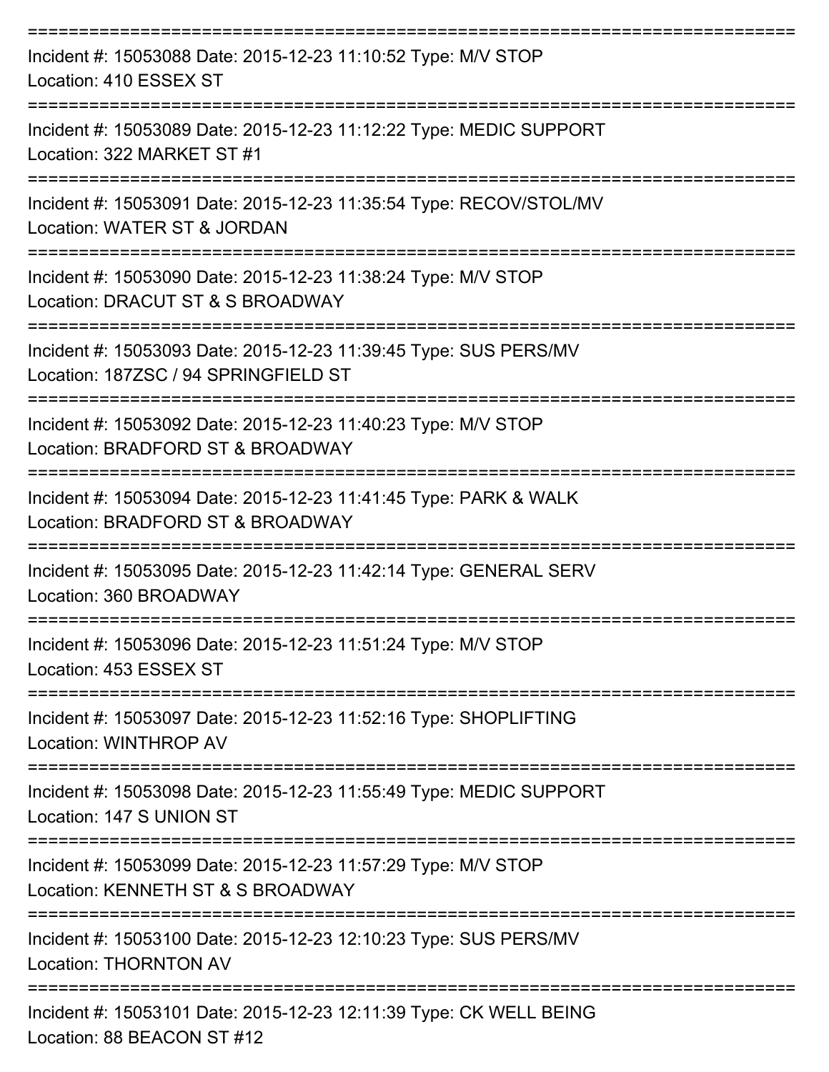===========================================================================
Incident #: 15053088 Date: 2015-12-23 11:10:52 Type: M/V STOP
Location: 410 ESSEX ST
===========================================================================
Incident #: 15053089 Date: 2015-12-23 11:12:22 Type: MEDIC SUPPORT
Location: 322 MARKET ST #1
===========================================================================
Incident #: 15053091 Date: 2015-12-23 11:35:54 Type: RECOV/STOL/MV
Location: WATER ST & JORDAN
===========================================================================
Incident #: 15053090 Date: 2015-12-23 11:38:24 Type: M/V STOP
Location: DRACUT ST & S BROADWAY
===========================================================================
Incident #: 15053093 Date: 2015-12-23 11:39:45 Type: SUS PERS/MV
Location: 187ZSC / 94 SPRINGFIELD ST
===========================================================================
Incident #: 15053092 Date: 2015-12-23 11:40:23 Type: M/V STOP
Location: BRADFORD ST & BROADWAY
===========================================================================
Incident #: 15053094 Date: 2015-12-23 11:41:45 Type: PARK & WALK
Location: BRADFORD ST & BROADWAY
===========================================================================
Incident #: 15053095 Date: 2015-12-23 11:42:14 Type: GENERAL SERV
Location: 360 BROADWAY
===========================================================================
Incident #: 15053096 Date: 2015-12-23 11:51:24 Type: M/V STOP
Location: 453 ESSEX ST
===========================================================================
Incident #: 15053097 Date: 2015-12-23 11:52:16 Type: SHOPLIFTING
Location: WINTHROP AV
===========================================================================
Incident #: 15053098 Date: 2015-12-23 11:55:49 Type: MEDIC SUPPORT
Location: 147 S UNION ST
===========================================================================
Incident #: 15053099 Date: 2015-12-23 11:57:29 Type: M/V STOP
Location: KENNETH ST & S BROADWAY
===========================================================================
Incident #: 15053100 Date: 2015-12-23 12:10:23 Type: SUS PERS/MV
Location: THORNTON AV
===========================================================================
Incident #: 15053101 Date: 2015-12-23 12:11:39 Type: CK WELL BEING
Location: 88 BEACON ST #12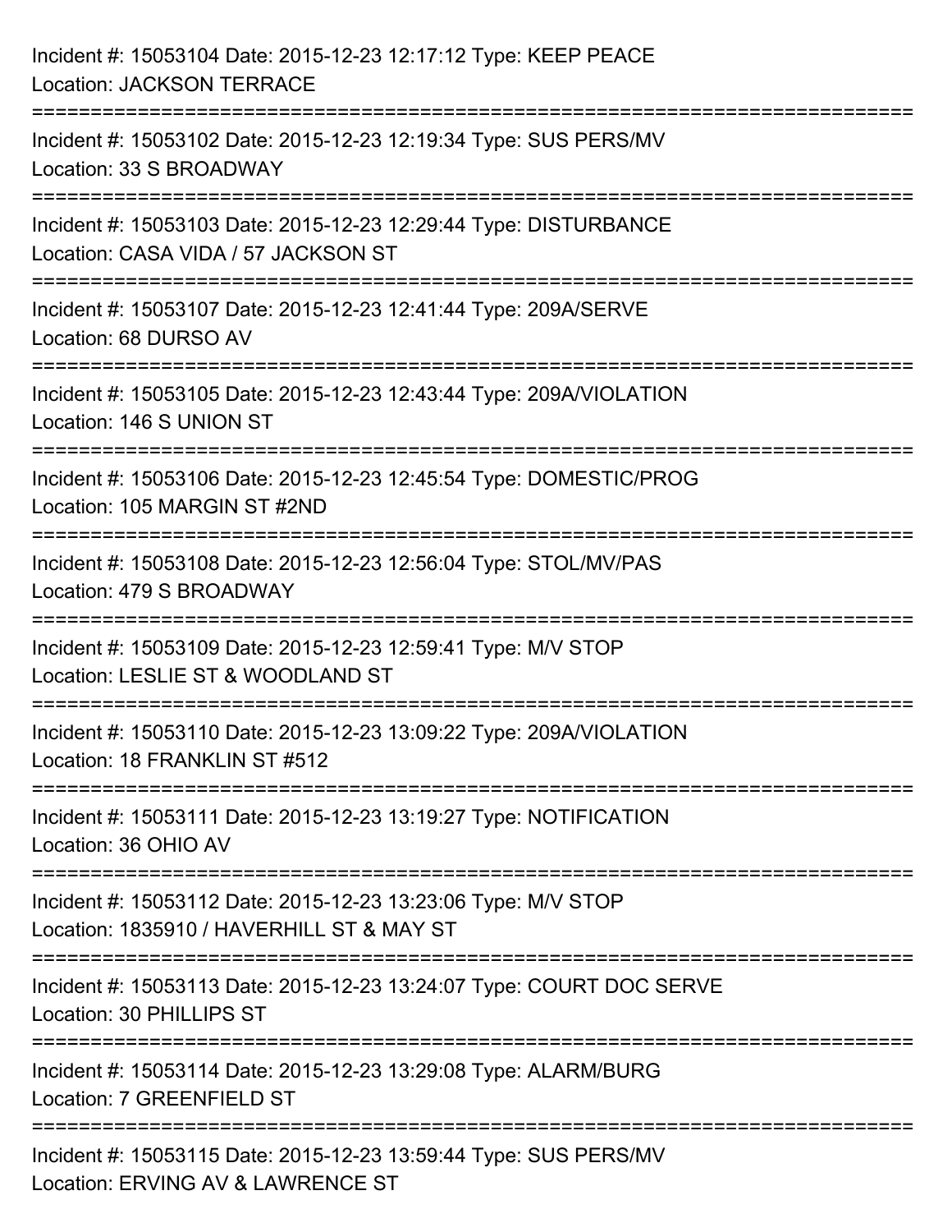Incident #: 15053104 Date: 2015-12-23 12:17:12 Type: KEEP PEACE
Location: JACKSON TERRACE

===========================================================================

Incident #: 15053102 Date: 2015-12-23 12:19:34 Type: SUS PERS/MV
Location: 33 S BROADWAY

===========================================================================

Incident #: 15053103 Date: 2015-12-23 12:29:44 Type: DISTURBANCE
Location: CASA VIDA / 57 JACKSON ST

===========================================================================

Incident #: 15053107 Date: 2015-12-23 12:41:44 Type: 209A/SERVE
Location: 68 DURSO AV

===========================================================================

Incident #: 15053105 Date: 2015-12-23 12:43:44 Type: 209A/VIOLATION
Location: 146 S UNION ST

===========================================================================

Incident #: 15053106 Date: 2015-12-23 12:45:54 Type: DOMESTIC/PROG
Location: 105 MARGIN ST #2ND

===========================================================================

Incident #: 15053108 Date: 2015-12-23 12:56:04 Type: STOL/MV/PAS
Location: 479 S BROADWAY

===========================================================================

Incident #: 15053109 Date: 2015-12-23 12:59:41 Type: M/V STOP
Location: LESLIE ST & WOODLAND ST

===========================================================================

Incident #: 15053110 Date: 2015-12-23 13:09:22 Type: 209A/VIOLATION
Location: 18 FRANKLIN ST #512

===========================================================================

Incident #: 15053111 Date: 2015-12-23 13:19:27 Type: NOTIFICATION
Location: 36 OHIO AV

===========================================================================

Incident #: 15053112 Date: 2015-12-23 13:23:06 Type: M/V STOP
Location: 1835910 / HAVERHILL ST & MAY ST

===========================================================================

Incident #: 15053113 Date: 2015-12-23 13:24:07 Type: COURT DOC SERVE
Location: 30 PHILLIPS ST

===========================================================================

Incident #: 15053114 Date: 2015-12-23 13:29:08 Type: ALARM/BURG
Location: 7 GREENFIELD ST

===========================================================================

Incident #: 15053115 Date: 2015-12-23 13:59:44 Type: SUS PERS/MV
Location: ERVING AV & LAWRENCE ST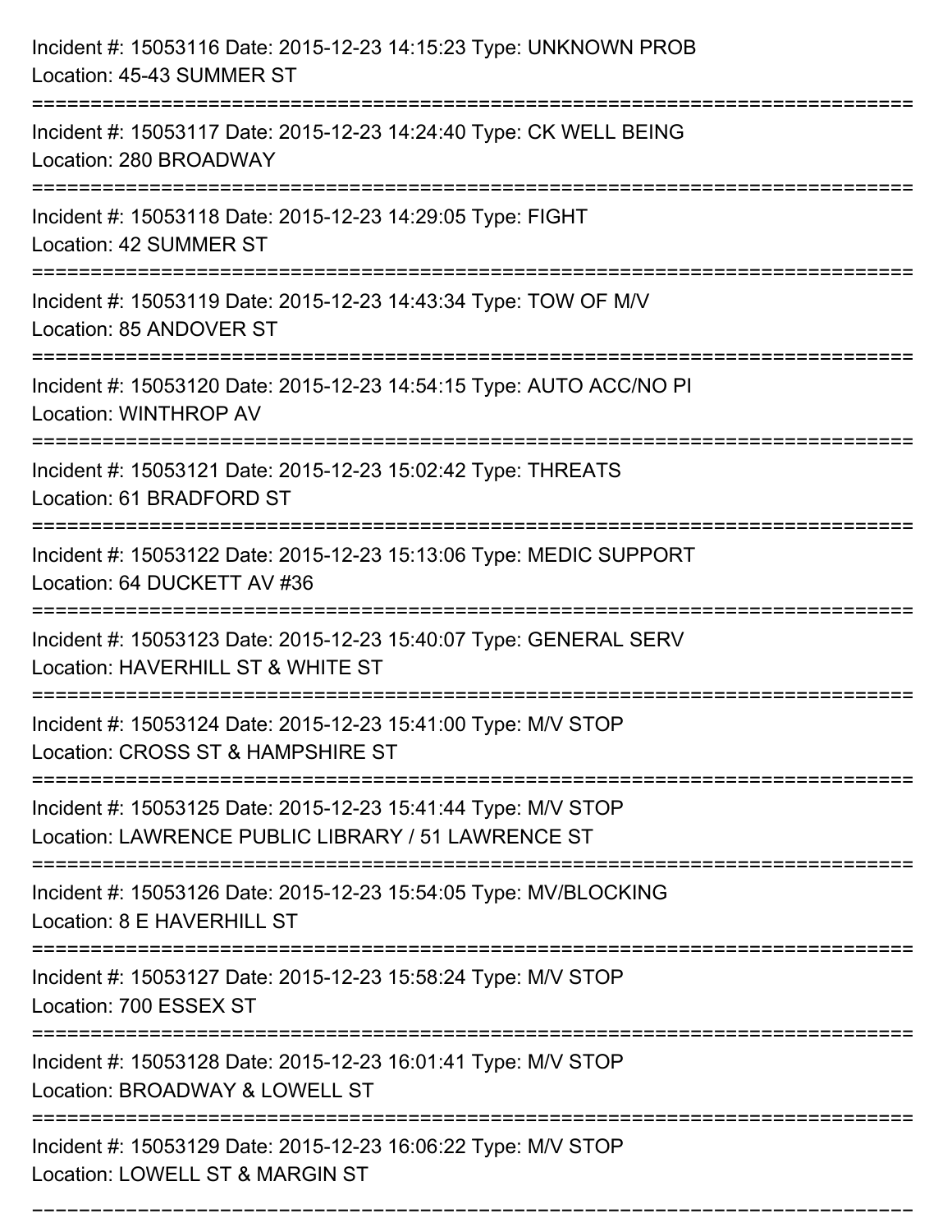Incident #: 15053116 Date: 2015-12-23 14:15:23 Type: UNKNOWN PROB
Location: 45-43 SUMMER ST

===========================================================================

Incident #: 15053117 Date: 2015-12-23 14:24:40 Type: CK WELL BEING
Location: 280 BROADWAY

===========================================================================

Incident #: 15053118 Date: 2015-12-23 14:29:05 Type: FIGHT
Location: 42 SUMMER ST

===========================================================================

Incident #: 15053119 Date: 2015-12-23 14:43:34 Type: TOW OF M/V
Location: 85 ANDOVER ST

===========================================================================

Incident #: 15053120 Date: 2015-12-23 14:54:15 Type: AUTO ACC/NO PI
Location: WINTHROP AV

===========================================================================

Incident #: 15053121 Date: 2015-12-23 15:02:42 Type: THREATS
Location: 61 BRADFORD ST

===========================================================================

Incident #: 15053122 Date: 2015-12-23 15:13:06 Type: MEDIC SUPPORT
Location: 64 DUCKETT AV #36

===========================================================================

Incident #: 15053123 Date: 2015-12-23 15:40:07 Type: GENERAL SERV
Location: HAVERHILL ST & WHITE ST

===========================================================================

Incident #: 15053124 Date: 2015-12-23 15:41:00 Type: M/V STOP
Location: CROSS ST & HAMPSHIRE ST

===========================================================================

Incident #: 15053125 Date: 2015-12-23 15:41:44 Type: M/V STOP
Location: LAWRENCE PUBLIC LIBRARY / 51 LAWRENCE ST

===========================================================================

Incident #: 15053126 Date: 2015-12-23 15:54:05 Type: MV/BLOCKING
Location: 8 E HAVERHILL ST

===========================================================================

Incident #: 15053127 Date: 2015-12-23 15:58:24 Type: M/V STOP
Location: 700 ESSEX ST

===========================================================================

Incident #: 15053128 Date: 2015-12-23 16:01:41 Type: M/V STOP
Location: BROADWAY & LOWELL ST

===========================================================================

Incident #: 15053129 Date: 2015-12-23 16:06:22 Type: M/V STOP
Location: LOWELL ST & MARGIN ST

===========================================================================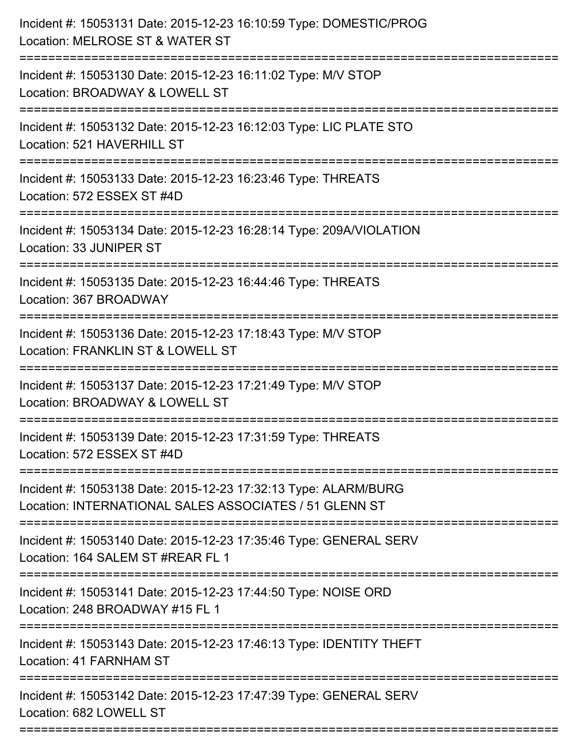Incident #: 15053131 Date: 2015-12-23 16:10:59 Type: DOMESTIC/PROG
Location: MELROSE ST & WATER ST

===========================================================================

Incident #: 15053130 Date: 2015-12-23 16:11:02 Type: M/V STOP
Location: BROADWAY & LOWELL ST

===========================================================================

Incident #: 15053132 Date: 2015-12-23 16:12:03 Type: LIC PLATE STO
Location: 521 HAVERHILL ST

===========================================================================

Incident #: 15053133 Date: 2015-12-23 16:23:46 Type: THREATS
Location: 572 ESSEX ST #4D

===========================================================================

Incident #: 15053134 Date: 2015-12-23 16:28:14 Type: 209A/VIOLATION
Location: 33 JUNIPER ST

===========================================================================

Incident #: 15053135 Date: 2015-12-23 16:44:46 Type: THREATS
Location: 367 BROADWAY

===========================================================================

Incident #: 15053136 Date: 2015-12-23 17:18:43 Type: M/V STOP
Location: FRANKLIN ST & LOWELL ST

===========================================================================

Incident #: 15053137 Date: 2015-12-23 17:21:49 Type: M/V STOP
Location: BROADWAY & LOWELL ST

===========================================================================

Incident #: 15053139 Date: 2015-12-23 17:31:59 Type: THREATS
Location: 572 ESSEX ST #4D

===========================================================================

Incident #: 15053138 Date: 2015-12-23 17:32:13 Type: ALARM/BURG
Location: INTERNATIONAL SALES ASSOCIATES / 51 GLENN ST

===========================================================================

Incident #: 15053140 Date: 2015-12-23 17:35:46 Type: GENERAL SERV
Location: 164 SALEM ST #REAR FL 1

===========================================================================

Incident #: 15053141 Date: 2015-12-23 17:44:50 Type: NOISE ORD
Location: 248 BROADWAY #15 FL 1

===========================================================================

Incident #: 15053143 Date: 2015-12-23 17:46:13 Type: IDENTITY THEFT
Location: 41 FARNHAM ST

===========================================================================

Incident #: 15053142 Date: 2015-12-23 17:47:39 Type: GENERAL SERV
Location: 682 LOWELL ST

===========================================================================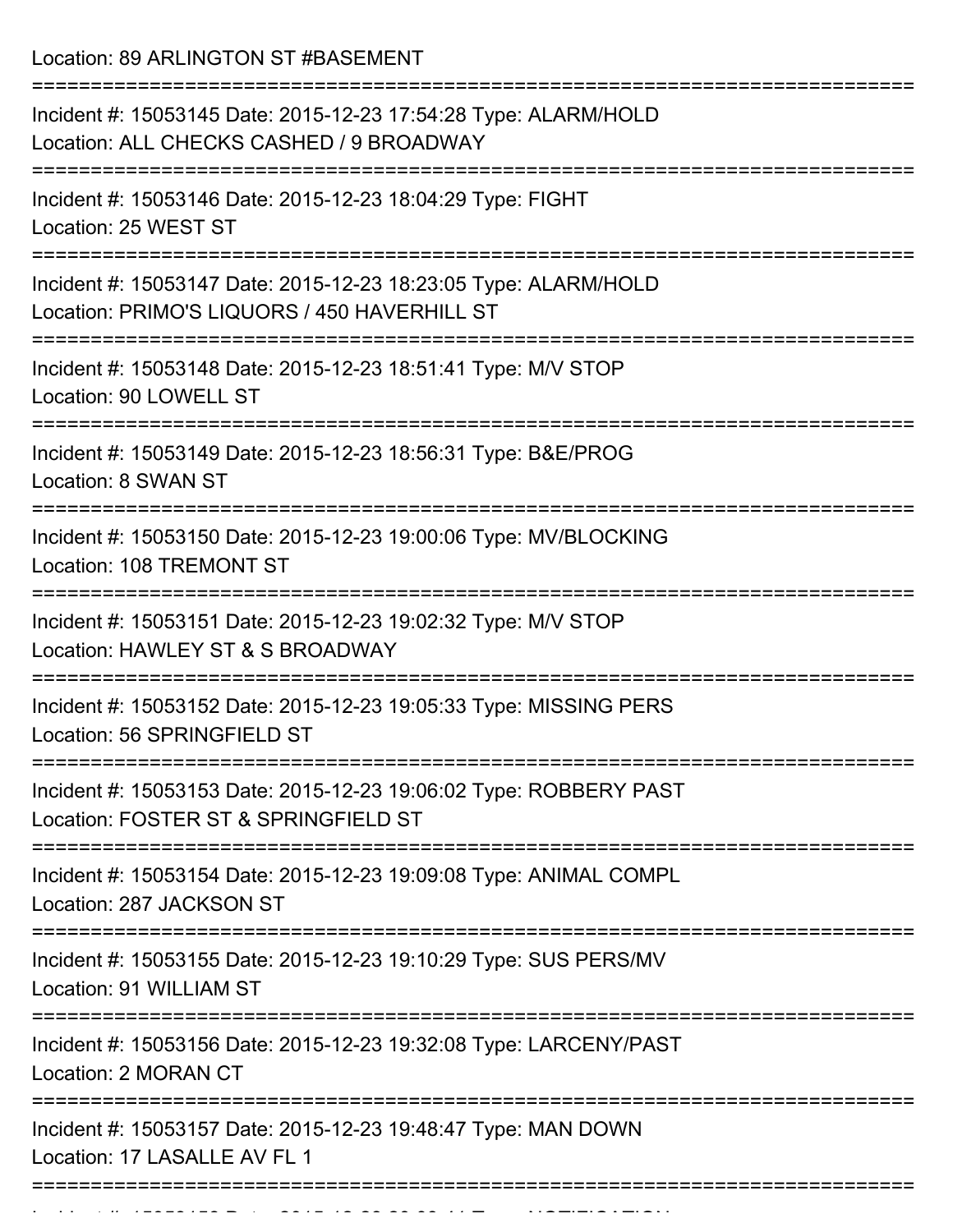Location: 89 ARLINGTON ST #BASEMENT

===========================================================================

Incident #: 15053145 Date: 2015-12-23 17:54:28 Type: ALARM/HOLD
Location: ALL CHECKS CASHED / 9 BROADWAY

===========================================================================

Incident #: 15053146 Date: 2015-12-23 18:04:29 Type: FIGHT
Location: 25 WEST ST

===========================================================================

Incident #: 15053147 Date: 2015-12-23 18:23:05 Type: ALARM/HOLD
Location: PRIMO'S LIQUORS / 450 HAVERHILL ST

===========================================================================

Incident #: 15053148 Date: 2015-12-23 18:51:41 Type: M/V STOP
Location: 90 LOWELL ST

===========================================================================

Incident #: 15053149 Date: 2015-12-23 18:56:31 Type: B&E/PROG
Location: 8 SWAN ST

===========================================================================

Incident #: 15053150 Date: 2015-12-23 19:00:06 Type: MV/BLOCKING
Location: 108 TREMONT ST

===========================================================================

Incident #: 15053151 Date: 2015-12-23 19:02:32 Type: M/V STOP
Location: HAWLEY ST & S BROADWAY

===========================================================================

Incident #: 15053152 Date: 2015-12-23 19:05:33 Type: MISSING PERS
Location: 56 SPRINGFIELD ST

===========================================================================

Incident #: 15053153 Date: 2015-12-23 19:06:02 Type: ROBBERY PAST
Location: FOSTER ST & SPRINGFIELD ST

===========================================================================

Incident #: 15053154 Date: 2015-12-23 19:09:08 Type: ANIMAL COMPL
Location: 287 JACKSON ST

===========================================================================

Incident #: 15053155 Date: 2015-12-23 19:10:29 Type: SUS PERS/MV
Location: 91 WILLIAM ST

===========================================================================

Incident #: 15053156 Date: 2015-12-23 19:32:08 Type: LARCENY/PAST
Location: 2 MORAN CT

===========================================================================

Incident #: 15053157 Date: 2015-12-23 19:48:47 Type: MAN DOWN
Location: 17 LASALLE AV FL 1

===========================================================================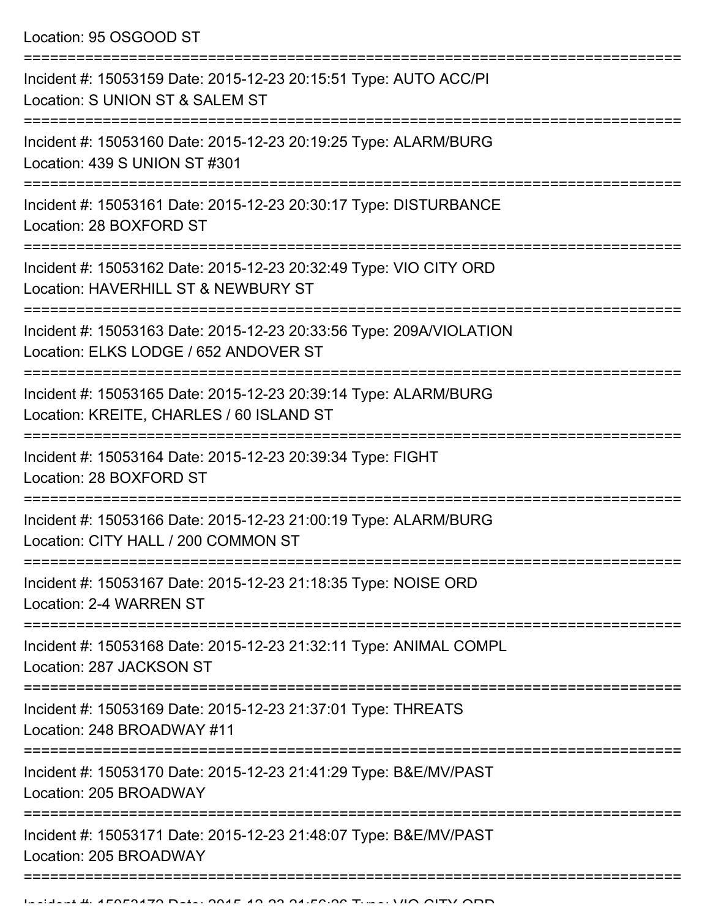Location: 95 OSGOOD ST

===============================================================================

Incident #: 15053159 Date: 2015-12-23 20:15:51 Type: AUTO ACC/PI
Location: S UNION ST & SALEM ST

===============================================================================

Incident #: 15053160 Date: 2015-12-23 20:19:25 Type: ALARM/BURG
Location: 439 S UNION ST #301

===============================================================================

Incident #: 15053161 Date: 2015-12-23 20:30:17 Type: DISTURBANCE
Location: 28 BOXFORD ST

===============================================================================

Incident #: 15053162 Date: 2015-12-23 20:32:49 Type: VIO CITY ORD
Location: HAVERHILL ST & NEWBURY ST

===============================================================================

Incident #: 15053163 Date: 2015-12-23 20:33:56 Type: 209A/VIOLATION
Location: ELKS LODGE / 652 ANDOVER ST

===============================================================================

Incident #: 15053165 Date: 2015-12-23 20:39:14 Type: ALARM/BURG
Location: KREITE, CHARLES / 60 ISLAND ST

===============================================================================

Incident #: 15053164 Date: 2015-12-23 20:39:34 Type: FIGHT
Location: 28 BOXFORD ST

===============================================================================

Incident #: 15053166 Date: 2015-12-23 21:00:19 Type: ALARM/BURG
Location: CITY HALL / 200 COMMON ST

===============================================================================

Incident #: 15053167 Date: 2015-12-23 21:18:35 Type: NOISE ORD
Location: 2-4 WARREN ST

===============================================================================

Incident #: 15053168 Date: 2015-12-23 21:32:11 Type: ANIMAL COMPL
Location: 287 JACKSON ST

===============================================================================

Incident #: 15053169 Date: 2015-12-23 21:37:01 Type: THREATS
Location: 248 BROADWAY #11

===============================================================================

Incident #: 15053170 Date: 2015-12-23 21:41:29 Type: B&E/MV/PAST
Location: 205 BROADWAY

===============================================================================

Incident #: 15053171 Date: 2015-12-23 21:48:07 Type: B&E/MV/PAST
Location: 205 BROADWAY

===============================================================================

Incident #: 15053172 Date: 2015-12-23 21:56:26 Type: VIO CITY ORD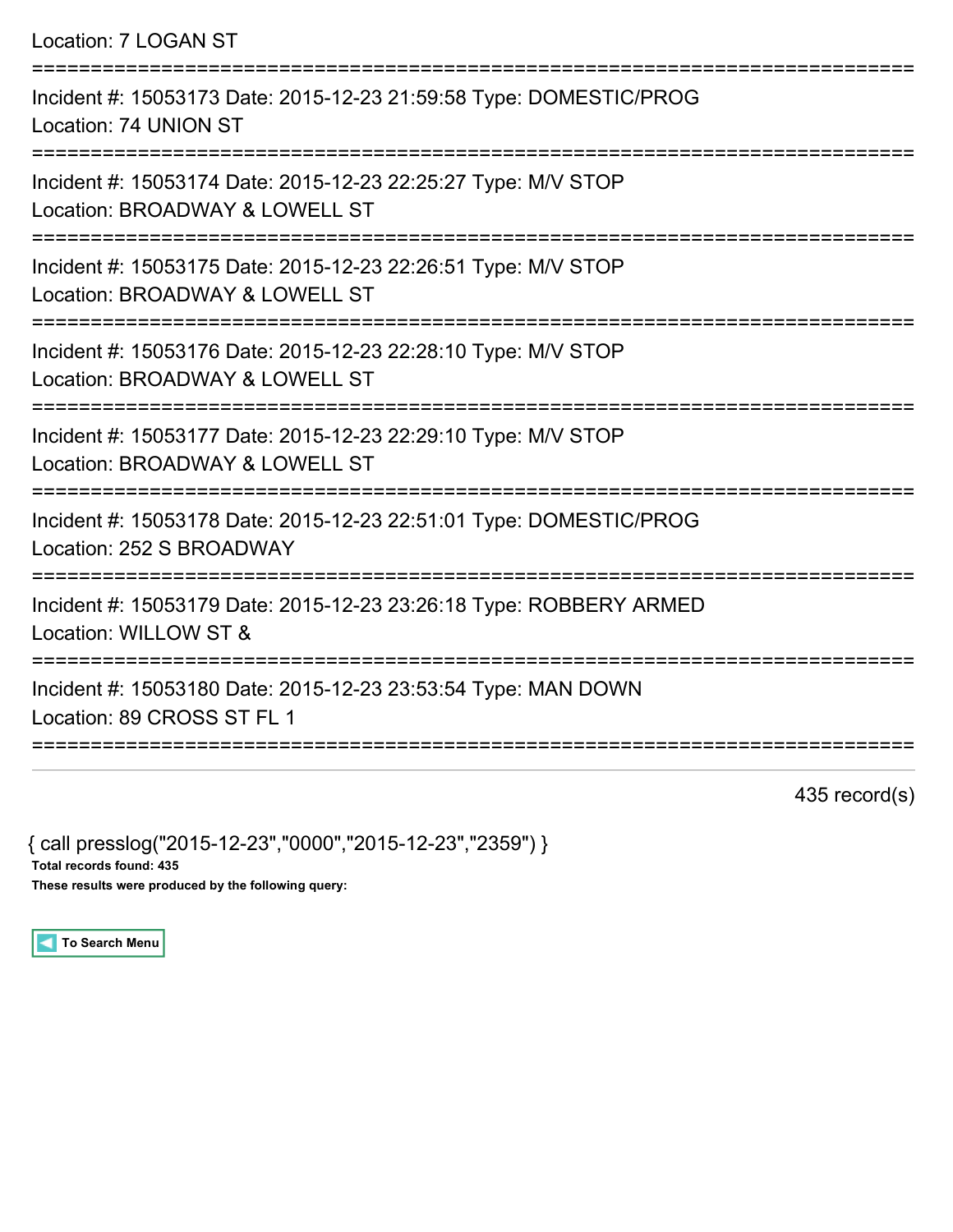Location: 7 LOGAN ST

===========================================================================

Incident #: 15053173 Date: 2015-12-23 21:59:58 Type: DOMESTIC/PROG
Location: 74 UNION ST

===========================================================================

Incident #: 15053174 Date: 2015-12-23 22:25:27 Type: M/V STOP
Location: BROADWAY & LOWELL ST

===========================================================================

Incident #: 15053175 Date: 2015-12-23 22:26:51 Type: M/V STOP
Location: BROADWAY & LOWELL ST

===========================================================================

Incident #: 15053176 Date: 2015-12-23 22:28:10 Type: M/V STOP
Location: BROADWAY & LOWELL ST

===========================================================================

Incident #: 15053177 Date: 2015-12-23 22:29:10 Type: M/V STOP
Location: BROADWAY & LOWELL ST

===========================================================================

Incident #: 15053178 Date: 2015-12-23 22:51:01 Type: DOMESTIC/PROG
Location: 252 S BROADWAY

===========================================================================

Incident #: 15053179 Date: 2015-12-23 23:26:18 Type: ROBBERY ARMED
Location: WILLOW ST &

===========================================================================

Incident #: 15053180 Date: 2015-12-23 23:53:54 Type: MAN DOWN
Location: 89 CROSS ST FL 1

===========================================================================

435 record(s)

{ call presslog("2015-12-23","0000","2015-12-23","2359") }

**Total records found: 435**

**These results were produced by the following query:**

To Search Menu